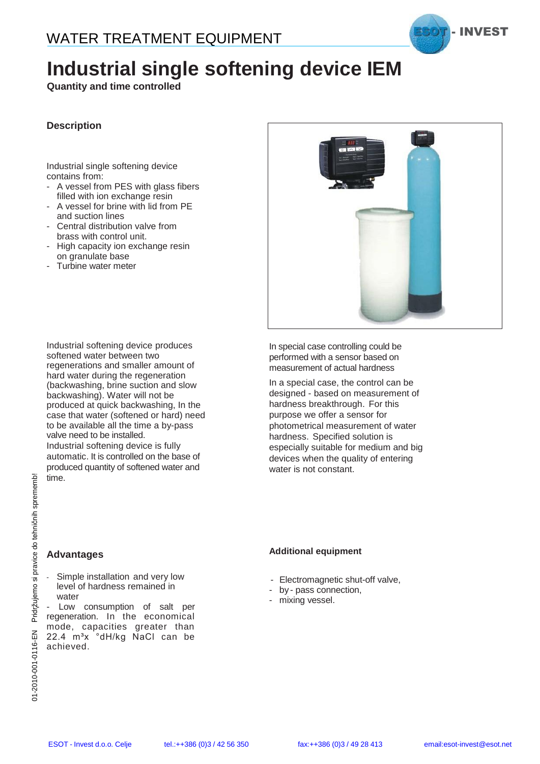WATER TREATMENT EQUIPMENT

# Industrial single softening device IEM

**Quantity and time controlled**

## Description

Industrial single softening device contains from:

- A vessel from PES with glass fibers filled with ion exchange resin
- A vessel for brine with lid from PE and suction lines
- Central distribution valve from brass with control unit.
- High capacity ion exchange resin on granulate base
- Turbine water meter

Industrial softening device produces softened water between two regenerations and smaller amount of hard water during the regeneration (backwashing, brine suction and slow backwashing). Water will not be produced at quick backwashing, In the case that water (softened or hard) need to be available all the time a by-pass valve need to be installed.

Industrial softening device is fully automatic. It is controlled on the base of produced quantity of softened water and time.

In special case controlling could be performed with a sensor based on measurement of actual hardness

In a special case, the control can be designed - based on measurement of hardness breakthrough. For this purpose we offer a sensor for photometrical measurement of water hardness. Specified solution is especially suitable for medium and big devices when the quality of entering water is not constant.

## Advantages

- Simple installation and very low level of hardness remained in water
- Low consumption of salt per regeneration. In the economical mode, capacities greater than 22.4 $m^3$x °dH/kg NaCl can be achieved.

### Additional equipment

- Electromagnetic shut-off valve,
- by - pass connection,
- mixing vessel.

01-2010-001-0116-EN Pridržujemo si pravice do tehničnih sprememb!

ESOT - Invest d.o.o. Celje tel.:++386 (0)3 / 42 56 350 fax:++386 (0)3 / 49 28 413 email:esot-invest@esot.net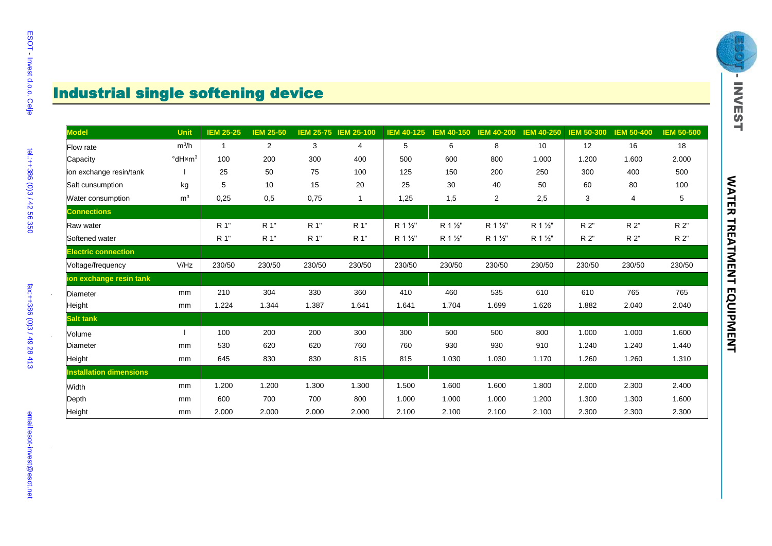## Industrial single softening device

| Model | Unit | IEM 25-25 | IEM 25-50 | IEM 25-75 | IEM 25-100 | IEM 40-125 | IEM 40-150 | IEM 40-200 | IEM 40-250 | IEM 50-300 | IEM 50-400 | IEM 50-500 |
|---|---|---|---|---|---|---|---|---|---|---|---|---|
| Flow rate | $m^3/h$ | 1 | 2 | 3 | 4 | 5 | 6 | 8 | 10 | 12 | 16 | 18 |
| Capacity | °dH×$m^3$ | 100 | 200 | 300 | 400 | 500 | 600 | 800 | 1.000 | 1.200 | 1.600 | 2.000 |
| ion exchange resin/tank | l | 25 | 50 | 75 | 100 | 125 | 150 | 200 | 250 | 300 | 400 | 500 |
| Salt cunsumption | kg | 5 | 10 | 15 | 20 | 25 | 30 | 40 | 50 | 60 | 80 | 100 |
| Water consumption | $m^3$ | 0,25 | 0,5 | 0,75 | 1 | 1,25 | 1,5 | 2 | 2,5 | 3 | 4 | 5 |
| **Connections** | | | | | | | | | | | | |
| Raw water | | R 1" | R 1" | R 1" | R 1" | R 1 ½" | R 1 ½" | R 1 ½" | R 1 ½" | R 2" | R 2" | R 2" |
| Softened water | | R 1" | R 1" | R 1" | R 1" | R 1 ½" | R 1 ½" | R 1 ½" | R 1 ½" | R 2" | R 2" | R 2" |
| **Electric connection** | | | | | | | | | | | | |
| Voltage/frequency | V/Hz | 230/50 | 230/50 | 230/50 | 230/50 | 230/50 | 230/50 | 230/50 | 230/50 | 230/50 | 230/50 | 230/50 |
| **ion exchange resin tank** | | | | | | | | | | | | |
| Diameter | mm | 210 | 304 | 330 | 360 | 410 | 460 | 535 | 610 | 610 | 765 | 765 |
| Height | mm | 1.224 | 1.344 | 1.387 | 1.641 | 1.641 | 1.704 | 1.699 | 1.626 | 1.882 | 2.040 | 2.040 |
| **Salt tank** | | | | | | | | | | | | |
| Volume | l | 100 | 200 | 200 | 300 | 300 | 500 | 500 | 800 | 1.000 | 1.000 | 1.600 |
| Diameter | mm | 530 | 620 | 620 | 760 | 760 | 930 | 930 | 910 | 1.240 | 1.240 | 1.440 |
| Height | mm | 645 | 830 | 830 | 815 | 815 | 1.030 | 1.030 | 1.170 | 1.260 | 1.260 | 1.310 |
| **Installation dimensions** | | | | | | | | | | | | |
| Width | mm | 1.200 | 1.200 | 1.300 | 1.300 | 1.500 | 1.600 | 1.600 | 1.800 | 2.000 | 2.300 | 2.400 |
| Depth | mm | 600 | 700 | 700 | 800 | 1.000 | 1.000 | 1.000 | 1.200 | 1.300 | 1.300 | 1.600 |
| Height | mm | 2.000 | 2.000 | 2.000 | 2.000 | 2.100 | 2.100 | 2.100 | 2.100 | 2.300 | 2.300 | 2.300 |